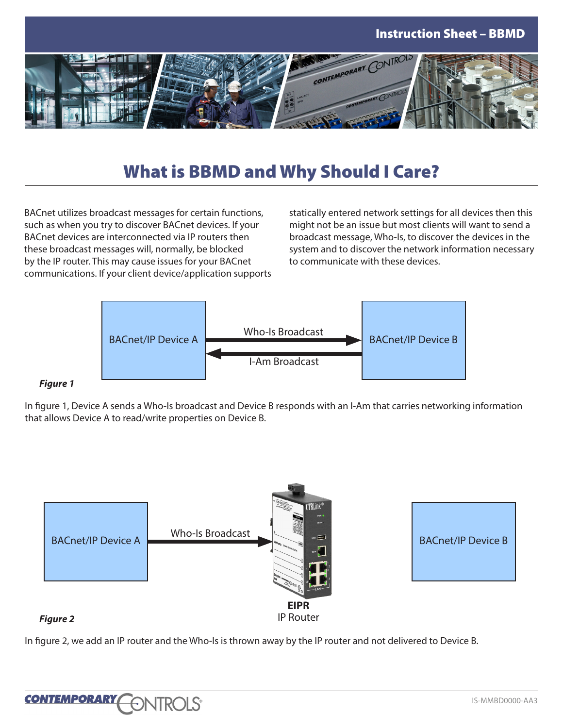# What is BBMD and Why Should I Care?

BACnet utilizes broadcast messages for certain functions, such as when you try to discover BACnet devices. If your BACnet devices are interconnected via IP routers then these broadcast messages will, normally, be blocked by the IP router. This may cause issues for your BACnet communications. If your client device/application supports statically entered network settings for all devices then this might not be an issue but most clients will want to send a broadcast message, Who-Is, to discover the devices in the system and to discover the network information necessary to communicate with these devices.

BACnet/IP Device A

Who-Is Broadcast

I-Am Broadcast

BACnet/IP Device B

***Figure 1***

In figure 1, Device A sends a Who-Is broadcast and Device B responds with an I-Am that carries networking information that allows Device A to read/write properties on Device B.

BACnet/IP Device A

Who-Is Broadcast

**EIPR**
IP Router

BACnet/IP Device B

***Figure 2***

In figure 2, we add an IP router and the Who-Is is thrown away by the IP router and not delivered to Device B.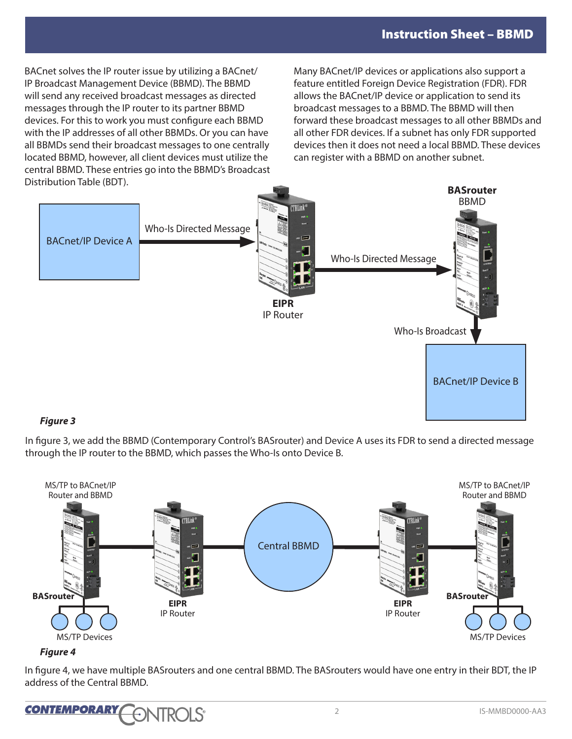BACnet solves the IP router issue by utilizing a BACnet/IP Broadcast Management Device (BBMD). The BBMD will send any received broadcast messages as directed messages through the IP router to its partner BBMD devices. For this to work you must configure each BBMD with the IP addresses of all other BBMDs. Or you can have all BBMDs send their broadcast messages to one centrally located BBMD, however, all client devices must utilize the central BBMD. These entries go into the BBMD's Broadcast Distribution Table (BDT).

Many BACnet/IP devices or applications also support a feature entitled Foreign Device Registration (FDR). FDR allows the BACnet/IP device or application to send its broadcast messages to a BBMD. The BBMD will then forward these broadcast messages to all other BBMDs and all other FDR devices. If a subnet has only FDR supported devices then it does not need a local BBMD. These devices can register with a BBMD on another subnet.

BACnet/IP Device A

Who-Is Directed Message

**EIPR**
IP Router

Who-Is Directed Message

**BASrouter**
BBMD

Who-Is Broadcast

BACnet/IP Device B

***Figure 3***

In figure 3, we add the BBMD (Contemporary Control's BASrouter) and Device A uses its FDR to send a directed message through the IP router to the BBMD, which passes the Who-Is onto Device B.

MS/TP to BACnet/IP Router and BBMD

**BASrouter**

MS/TP Devices

**EIPR**
IP Router

Central BBMD

**EIPR**
IP Router

MS/TP to BACnet/IP Router and BBMD

**BASrouter**

MS/TP Devices

***Figure 4***

In figure 4, we have multiple BASrouters and one central BBMD. The BASrouters would have one entry in their BDT, the IP address of the Central BBMD.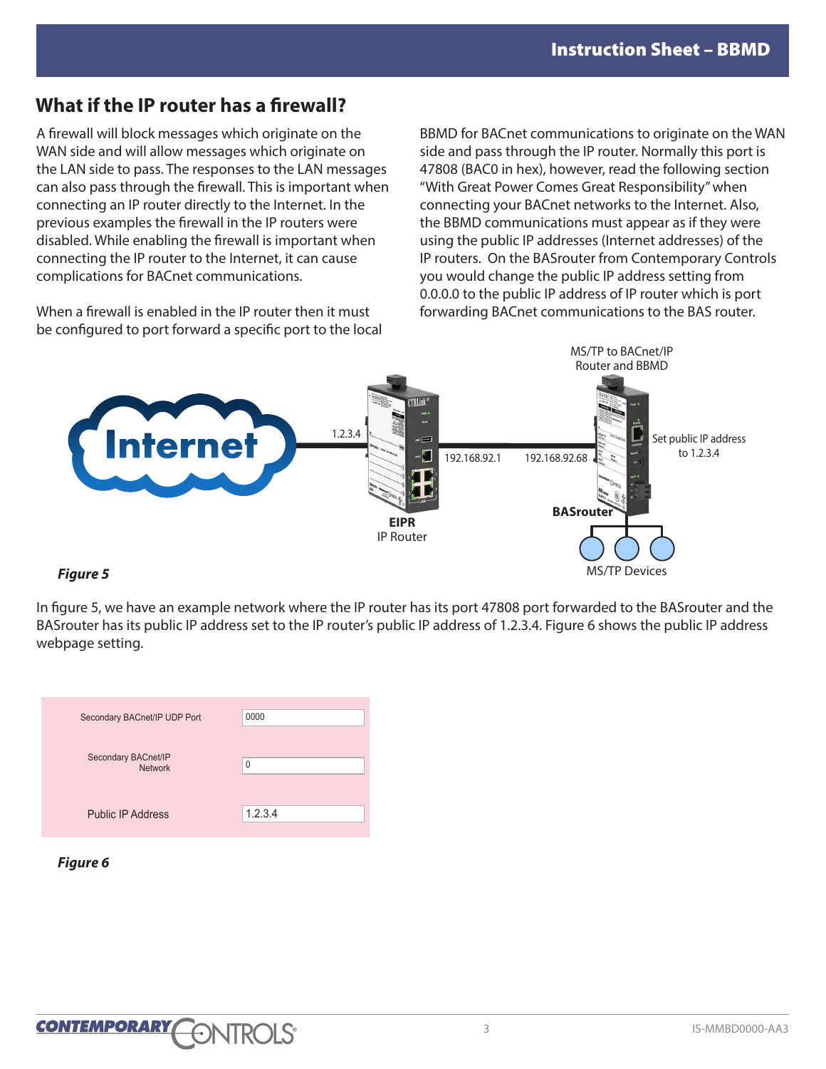## What if the IP router has a firewall?

A firewall will block messages which originate on the WAN side and will allow messages which originate on the LAN side to pass. The responses to the LAN messages can also pass through the firewall. This is important when connecting an IP router directly to the Internet. In the previous examples the firewall in the IP routers were disabled. While enabling the firewall is important when connecting the IP router to the Internet, it can cause complications for BACnet communications.

When a firewall is enabled in the IP router then it must be configured to port forward a specific port to the local BBMD for BACnet communications to originate on the WAN side and pass through the IP router. Normally this port is 47808 (BAC0 in hex), however, read the following section "With Great Power Comes Great Responsibility" when connecting your BACnet networks to the Internet. Also, the BBMD communications must appear as if they were using the public IP addresses (Internet addresses) of the IP routers. On the BASrouter from Contemporary Controls you would change the public IP address setting from 0.0.0.0 to the public IP address of IP router which is port forwarding BACnet communications to the BAS router.

Internet

1.2.3.4

192.168.92.1

192.168.92.68

EIPR
IP Router

MS/TP to BACnet/IP
Router and BBMD

Set public IP address
to 1.2.3.4

BASrouter

MS/TP Devices

*Figure 5*

In figure 5, we have an example network where the IP router has its port 47808 port forwarded to the BASrouter and the BASrouter has its public IP address set to the IP router's public IP address of 1.2.3.4. Figure 6 shows the public IP address webpage setting.

| | |
|---|---|
| Secondary BACnet/IP UDP Port | 0000 |
| Secondary BACnet/IP Network | 0 |
| Public IP Address | 1.2.3.4 |

*Figure 6*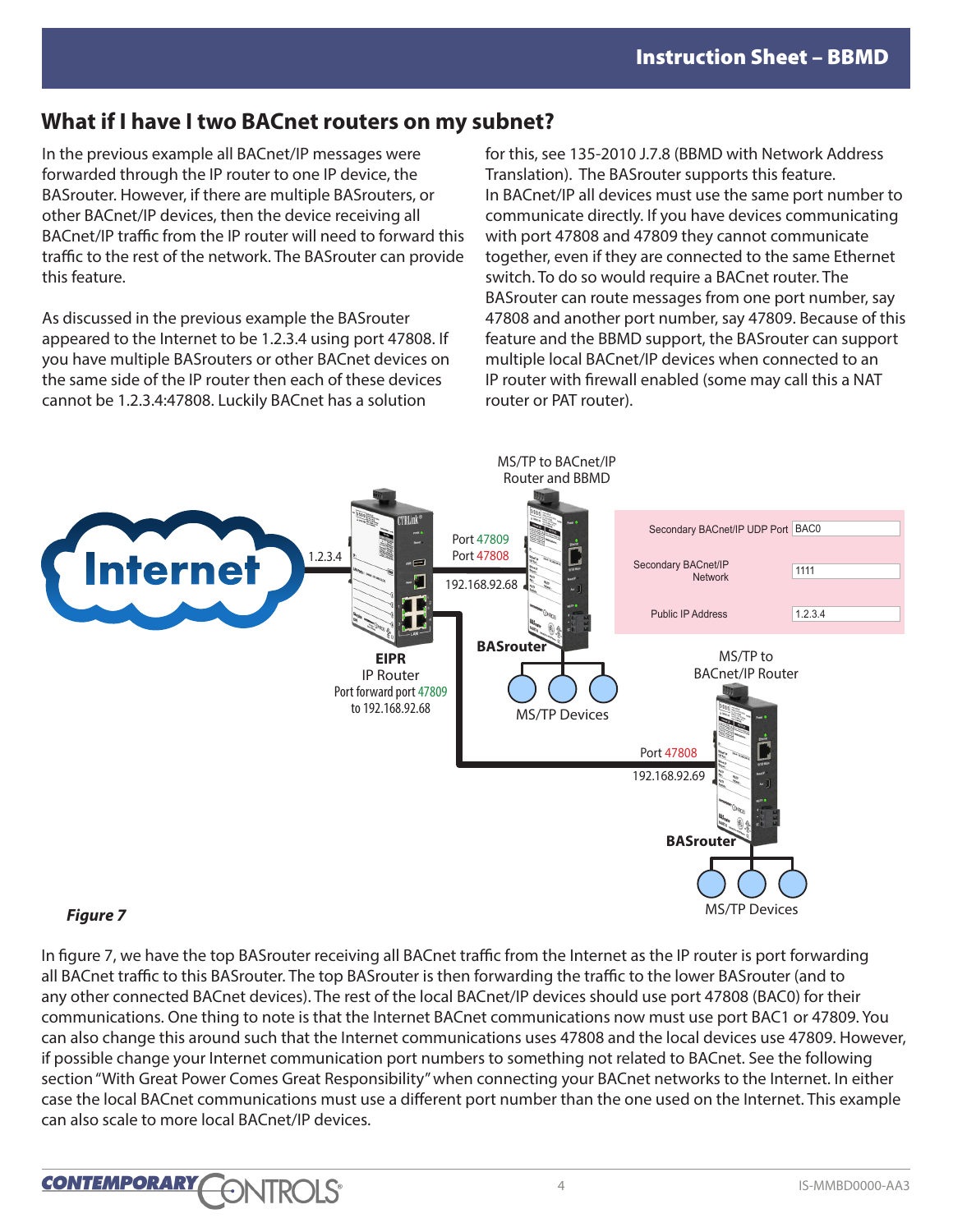## What if I have I two BACnet routers on my subnet?

In the previous example all BACnet/IP messages were forwarded through the IP router to one IP device, the BASrouter. However, if there are multiple BASrouters, or other BACnet/IP devices, then the device receiving all BACnet/IP traffic from the IP router will need to forward this traffic to the rest of the network. The BASrouter can provide this feature.

As discussed in the previous example the BASrouter appeared to the Internet to be 1.2.3.4 using port 47808. If you have multiple BASrouters or other BACnet devices on the same side of the IP router then each of these devices cannot be 1.2.3.4:47808. Luckily BACnet has a solution for this, see 135-2010 J.7.8 (BBMD with Network Address Translation). The BASrouter supports this feature. In BACnet/IP all devices must use the same port number to communicate directly. If you have devices communicating with port 47808 and 47809 they cannot communicate together, even if they are connected to the same Ethernet switch. To do so would require a BACnet router. The BASrouter can route messages from one port number, say 47808 and another port number, say 47809. Because of this feature and the BBMD support, the BASrouter can support multiple local BACnet/IP devices when connected to an IP router with firewall enabled (some may call this a NAT router or PAT router).

Internet
1.2.3.4
EIPR
IP Router
Port forward port 47809
to 192.168.92.68
MS/TP to BACnet/IP
Router and BBMD
Port 47809
Port 47808
192.168.92.68
BASrouter
MS/TP Devices
Secondary BACnet/IP UDP Port BAC0
Secondary BACnet/IP Network 1111
Public IP Address 1.2.3.4
MS/TP to
BACnet/IP Router
Port 47808
192.168.92.69
BASrouter
MS/TP Devices

*Figure 7*

In figure 7, we have the top BASrouter receiving all BACnet traffic from the Internet as the IP router is port forwarding all BACnet traffic to this BASrouter. The top BASrouter is then forwarding the traffic to the lower BASrouter (and to any other connected BACnet devices). The rest of the local BACnet/IP devices should use port 47808 (BAC0) for their communications. One thing to note is that the Internet BACnet communications now must use port BAC1 or 47809. You can also change this around such that the Internet communications uses 47808 and the local devices use 47809. However, if possible change your Internet communication port numbers to something not related to BACnet. See the following section "With Great Power Comes Great Responsibility" when connecting your BACnet networks to the Internet. In either case the local BACnet communications must use a different port number than the one used on the Internet. This example can also scale to more local BACnet/IP devices.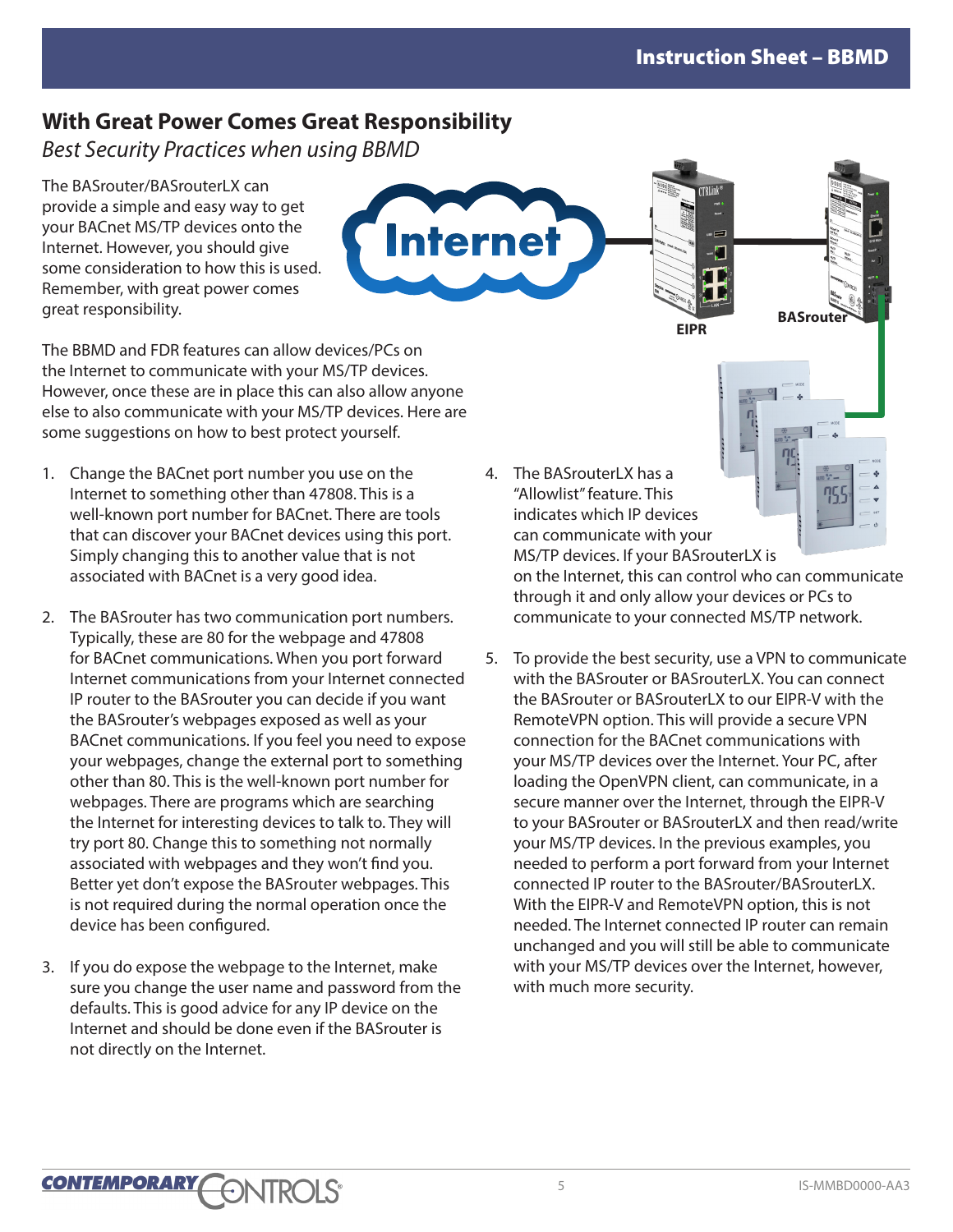## With Great Power Comes Great Responsibility

*Best Security Practices when using BBMD*

The BASrouter/BASrouterLX can provide a simple and easy way to get your BACnet MS/TP devices onto the Internet. However, you should give some consideration to how this is used. Remember, with great power comes great responsibility.

Internet

EIPR

BASrouter

The BBMD and FDR features can allow devices/PCs on the Internet to communicate with your MS/TP devices. However, once these are in place this can also allow anyone else to also communicate with your MS/TP devices. Here are some suggestions on how to best protect yourself.

1. Change the BACnet port number you use on the Internet to something other than 47808. This is a well-known port number for BACnet. There are tools that can discover your BACnet devices using this port. Simply changing this to another value that is not associated with BACnet is a very good idea.

2. The BASrouter has two communication port numbers. Typically, these are 80 for the webpage and 47808 for BACnet communications. When you port forward Internet communications from your Internet connected IP router to the BASrouter you can decide if you want the BASrouter's webpages exposed as well as your BACnet communications. If you feel you need to expose your webpages, change the external port to something other than 80. This is the well-known port number for webpages. There are programs which are searching the Internet for interesting devices to talk to. They will try port 80. Change this to something not normally associated with webpages and they won't find you. Better yet don't expose the BASrouter webpages. This is not required during the normal operation once the device has been configured.

3. If you do expose the webpage to the Internet, make sure you change the user name and password from the defaults. This is good advice for any IP device on the Internet and should be done even if the BASrouter is not directly on the Internet.

4. The BASrouterLX has a "Allowlist" feature. This indicates which IP devices can communicate with your MS/TP devices. If your BASrouterLX is on the Internet, this can control who can communicate through it and only allow your devices or PCs to communicate to your connected MS/TP network.

5. To provide the best security, use a VPN to communicate with the BASrouter or BASrouterLX. You can connect the BASrouter or BASrouterLX to our EIPR-V with the RemoteVPN option. This will provide a secure VPN connection for the BACnet communications with your MS/TP devices over the Internet. Your PC, after loading the OpenVPN client, can communicate, in a secure manner over the Internet, through the EIPR-V to your BASrouter or BASrouterLX and then read/write your MS/TP devices. In the previous examples, you needed to perform a port forward from your Internet connected IP router to the BASrouter/BASrouterLX. With the EIPR-V and RemoteVPN option, this is not needed. The Internet connected IP router can remain unchanged and you will still be able to communicate with your MS/TP devices over the Internet, however, with much more security.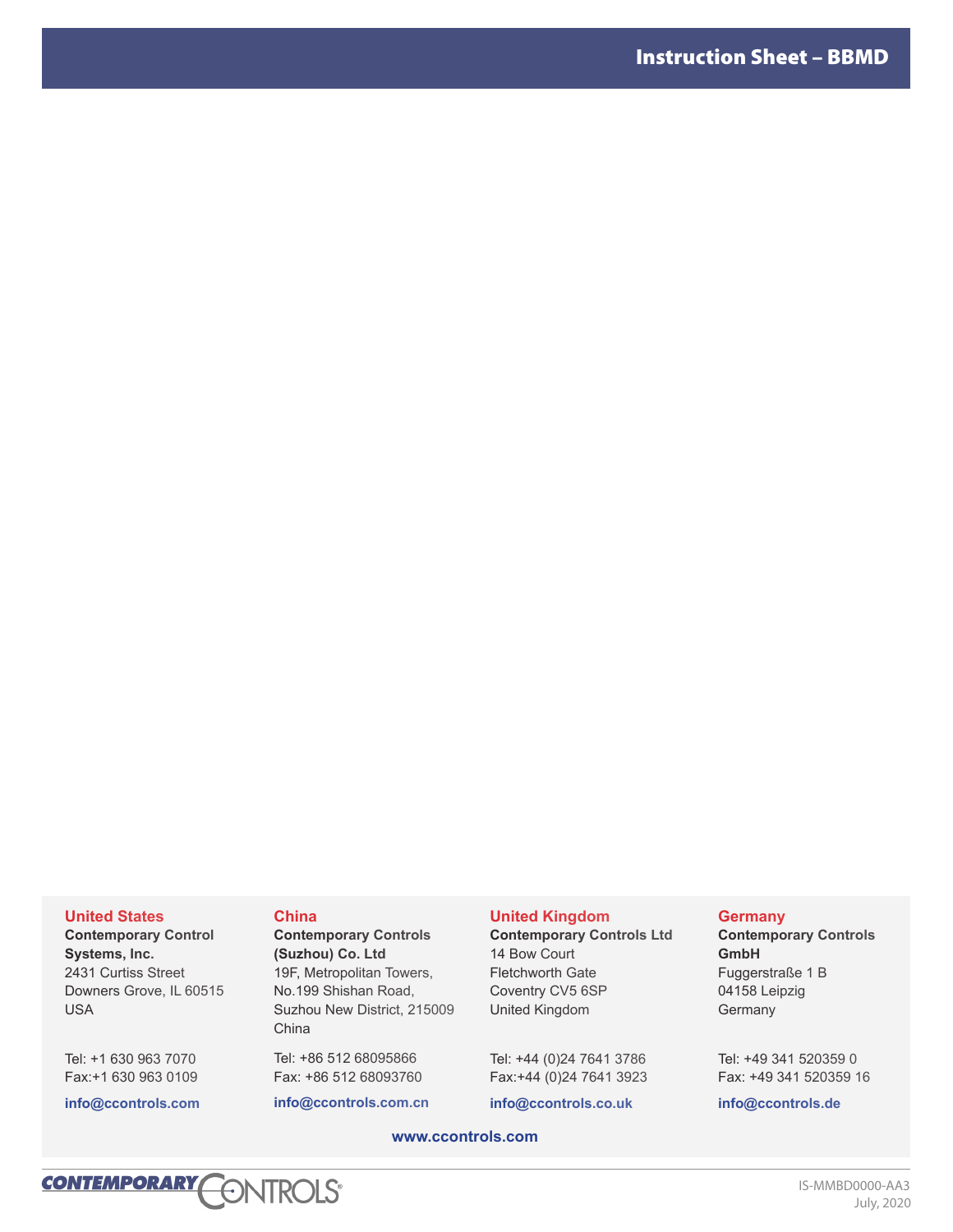**United States**

**Contemporary Control Systems, Inc.**
2431 Curtiss Street
Downers Grove, IL 60515
USA

Tel: +1 630 963 7070
Fax:+1 630 963 0109

**info@ccontrols.com**

**China**

**Contemporary Controls (Suzhou) Co. Ltd**
19F, Metropolitan Towers,
No.199 Shishan Road,
Suzhou New District, 215009
China

Tel: +86 512 68095866
Fax: +86 512 68093760

**info@ccontrols.com.cn**

**United Kingdom**

**Contemporary Controls Ltd**
14 Bow Court
Fletchworth Gate
Coventry CV5 6SP
United Kingdom

Tel: +44 (0)24 7641 3786
Fax:+44 (0)24 7641 3923

**info@ccontrols.co.uk**

**Germany**

**Contemporary Controls GmbH**
Fuggerstraße 1 B
04158 Leipzig
Germany

Tel: +49 341 520359 0
Fax: +49 341 520359 16

**info@ccontrols.de**

**www.ccontrols.com**

CONTEMPORARY CONTROLS®

IS-MMBD0000-AA3
July, 2020